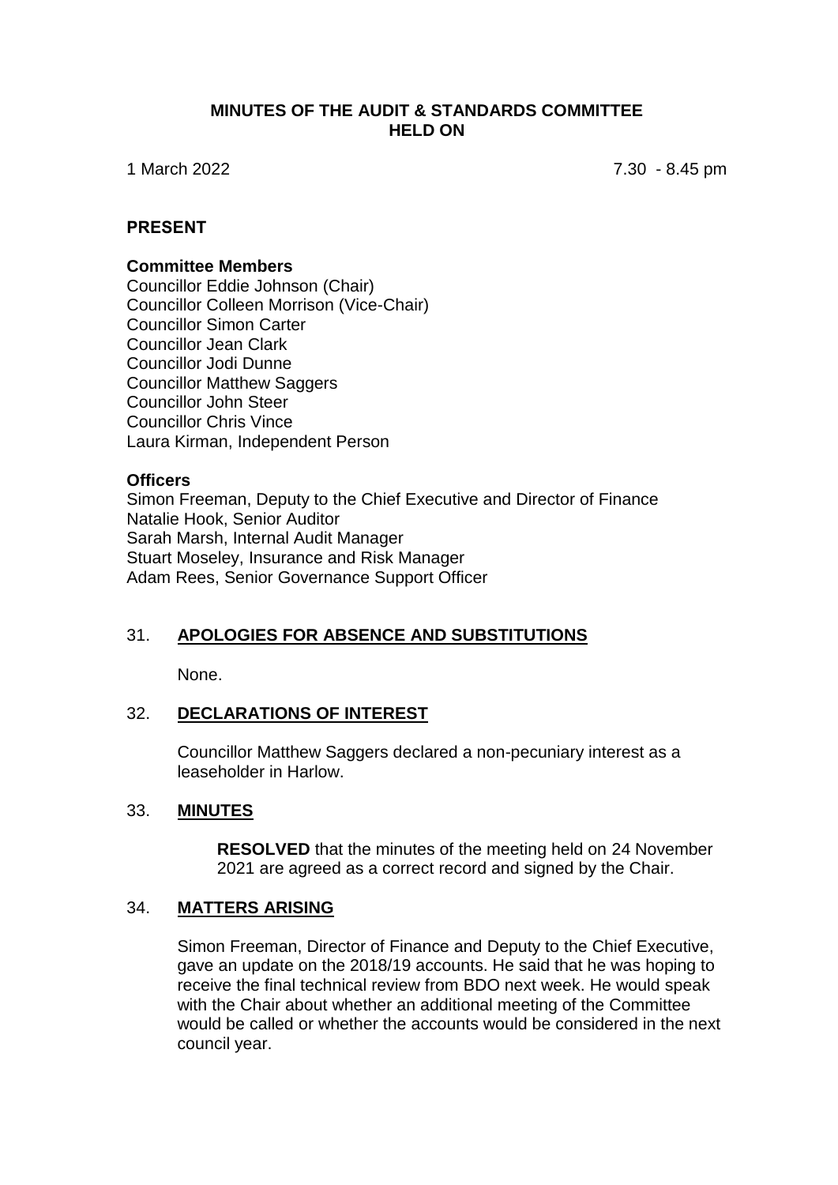# MINUTES OF THE AUDIT & STANDARDS COMMITTEE HELD ON

1 March 2022 7.30 - 8.45 pm

## PRESENT

### Committee Members

Councillor Eddie Johnson (Chair)
Councillor Colleen Morrison (Vice-Chair)
Councillor Simon Carter
Councillor Jean Clark
Councillor Jodi Dunne
Councillor Matthew Saggers
Councillor John Steer
Councillor Chris Vince
Laura Kirman, Independent Person

### Officers

Simon Freeman, Deputy to the Chief Executive and Director of Finance
Natalie Hook, Senior Auditor
Sarah Marsh, Internal Audit Manager
Stuart Moseley, Insurance and Risk Manager
Adam Rees, Senior Governance Support Officer

## 31. APOLOGIES FOR ABSENCE AND SUBSTITUTIONS

None.

## 32. DECLARATIONS OF INTEREST

Councillor Matthew Saggers declared a non-pecuniary interest as a leaseholder in Harlow.

## 33. MINUTES

**RESOLVED** that the minutes of the meeting held on 24 November 2021 are agreed as a correct record and signed by the Chair.

## 34. MATTERS ARISING

Simon Freeman, Director of Finance and Deputy to the Chief Executive, gave an update on the 2018/19 accounts. He said that he was hoping to receive the final technical review from BDO next week. He would speak with the Chair about whether an additional meeting of the Committee would be called or whether the accounts would be considered in the next council year.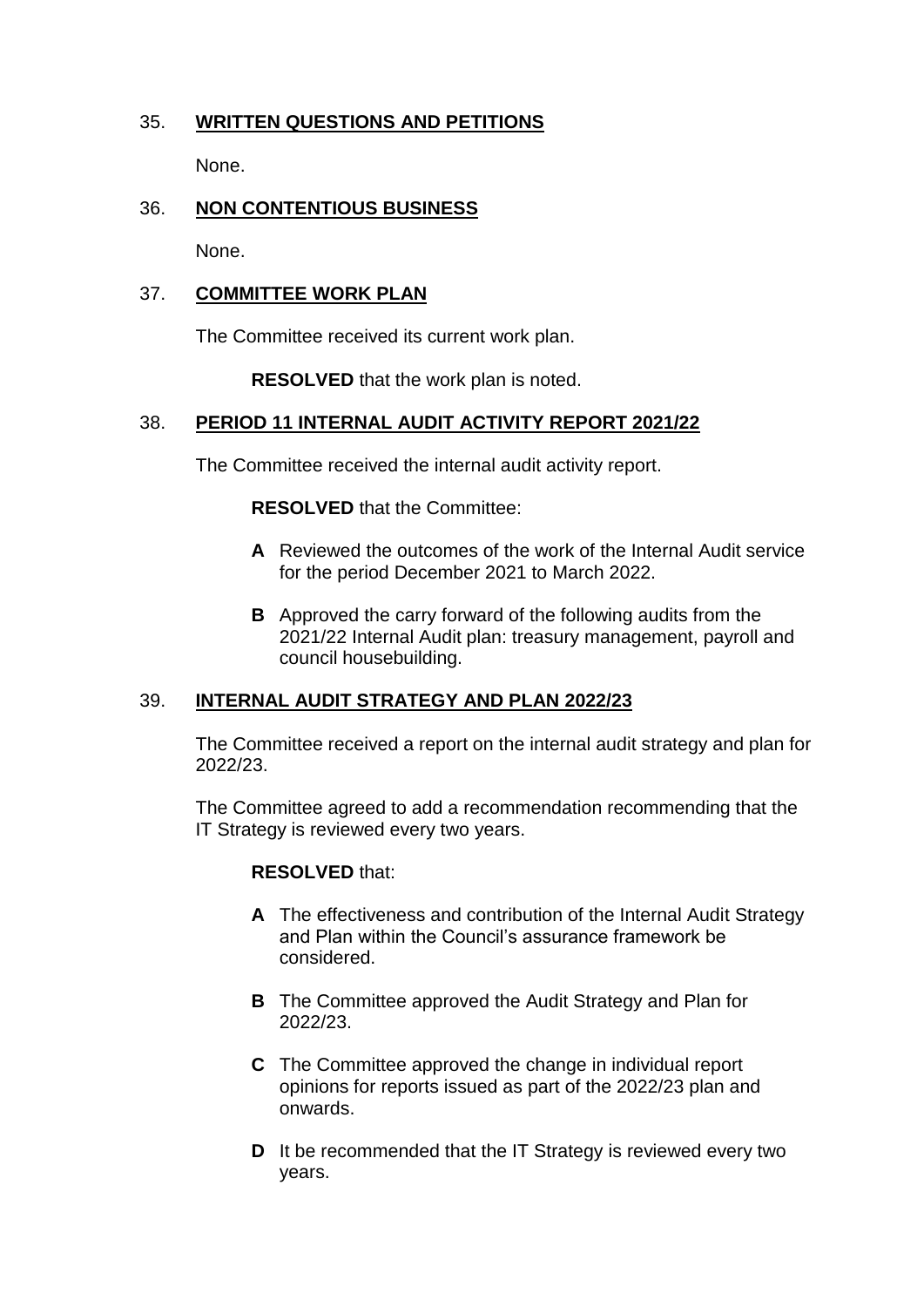## 35. **WRITTEN QUESTIONS AND PETITIONS**

None.

## 36. **NON CONTENTIOUS BUSINESS**

None.

## 37. **COMMITTEE WORK PLAN**

The Committee received its current work plan.

**RESOLVED** that the work plan is noted.

## 38. **PERIOD 11 INTERNAL AUDIT ACTIVITY REPORT 2021/22**

The Committee received the internal audit activity report.

**RESOLVED** that the Committee:

- **A** Reviewed the outcomes of the work of the Internal Audit service for the period December 2021 to March 2022.
- **B** Approved the carry forward of the following audits from the 2021/22 Internal Audit plan: treasury management, payroll and council housebuilding.

## 39. **INTERNAL AUDIT STRATEGY AND PLAN 2022/23**

The Committee received a report on the internal audit strategy and plan for 2022/23.

The Committee agreed to add a recommendation recommending that the IT Strategy is reviewed every two years.

**RESOLVED** that:

- **A** The effectiveness and contribution of the Internal Audit Strategy and Plan within the Council's assurance framework be considered.
- **B** The Committee approved the Audit Strategy and Plan for 2022/23.
- **C** The Committee approved the change in individual report opinions for reports issued as part of the 2022/23 plan and onwards.
- **D** It be recommended that the IT Strategy is reviewed every two years.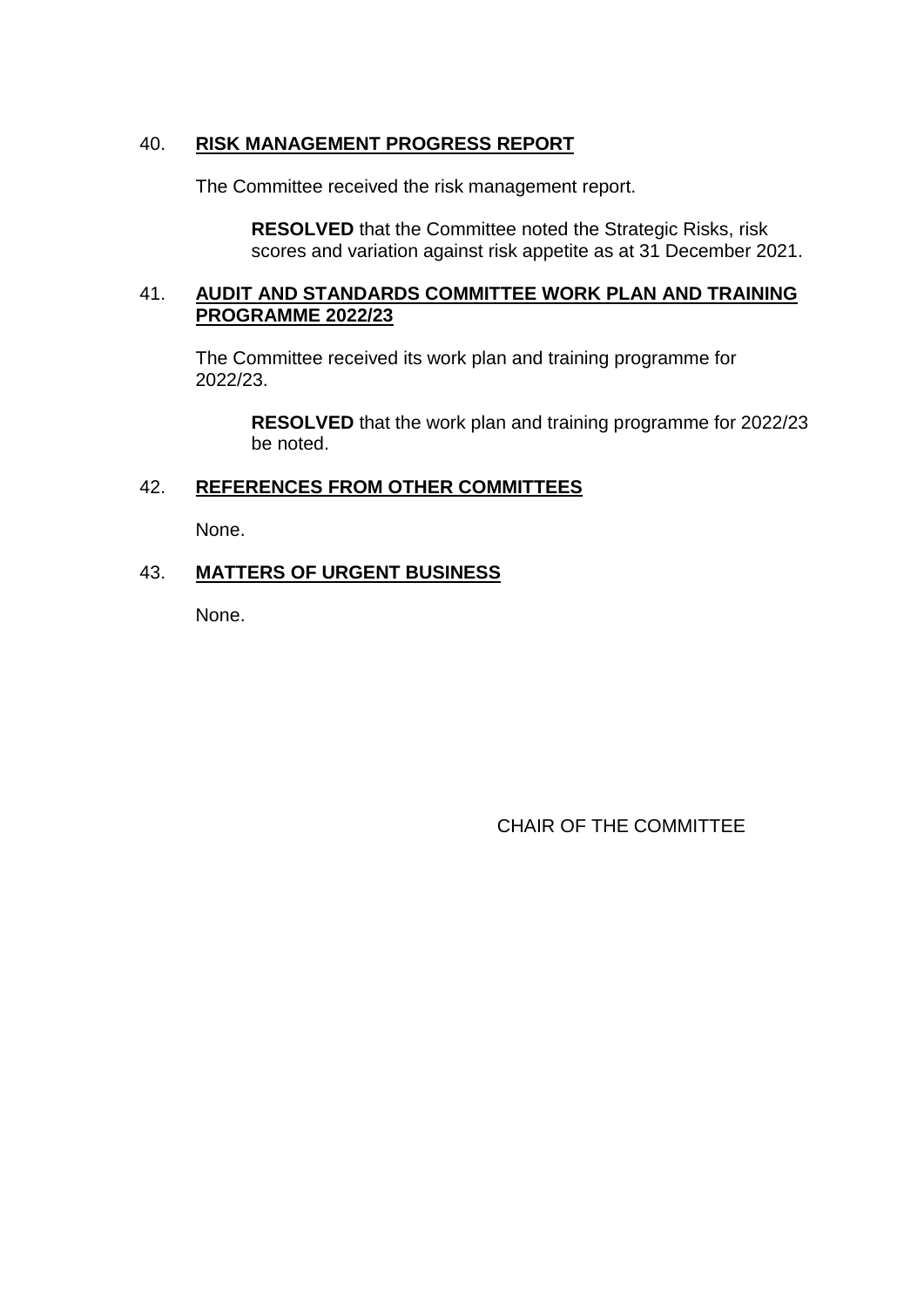## 40. **RISK MANAGEMENT PROGRESS REPORT**

The Committee received the risk management report.

> **RESOLVED** that the Committee noted the Strategic Risks, risk scores and variation against risk appetite as at 31 December 2021.

## 41. **AUDIT AND STANDARDS COMMITTEE WORK PLAN AND TRAINING PROGRAMME 2022/23**

The Committee received its work plan and training programme for 2022/23.

> **RESOLVED** that the work plan and training programme for 2022/23 be noted.

## 42. **REFERENCES FROM OTHER COMMITTEES**

None.

## 43. **MATTERS OF URGENT BUSINESS**

None.

CHAIR OF THE COMMITTEE